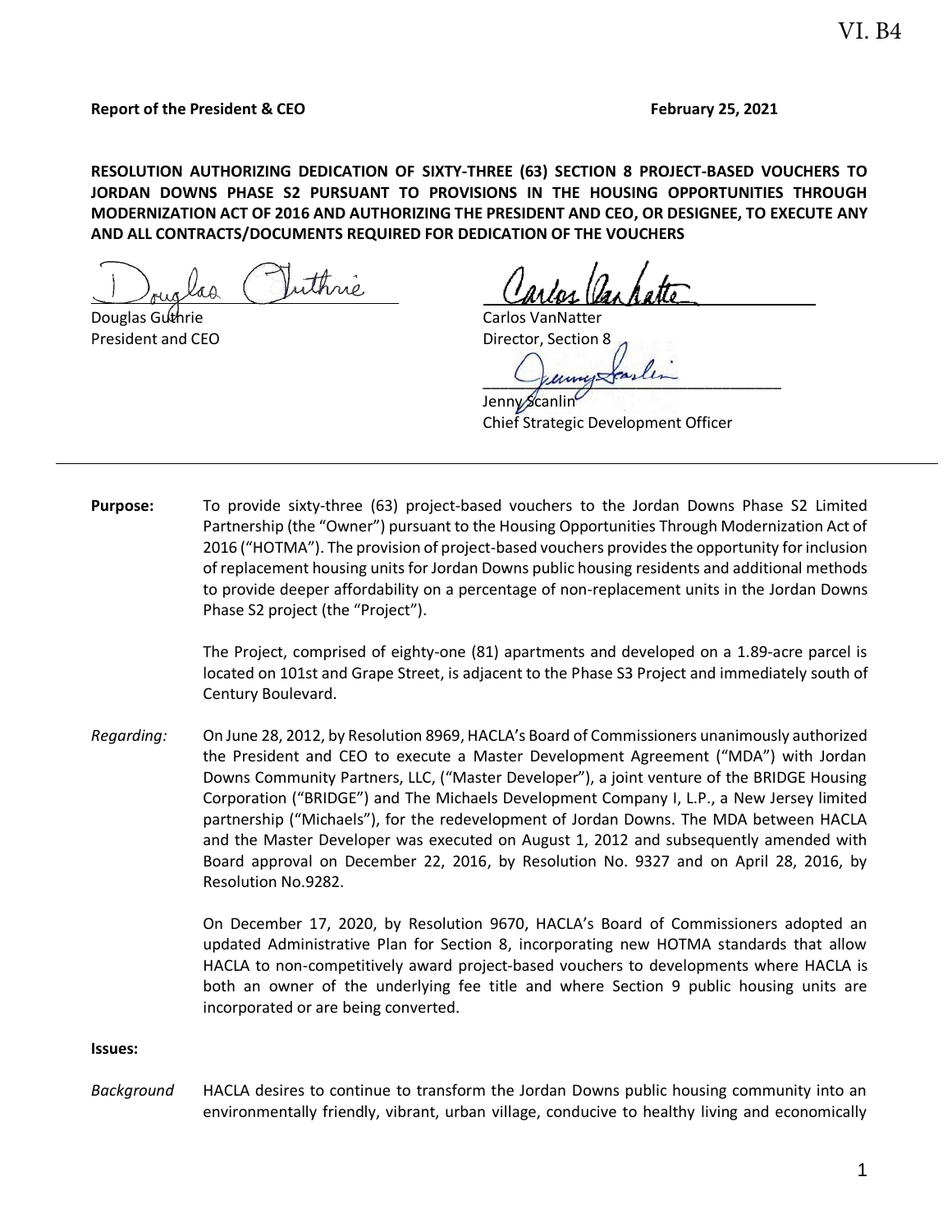**Report of the President & CEO** **February 25, 2021**

**RESOLUTION AUTHORIZING DEDICATION OF SIXTY-THREE (63) SECTION 8 PROJECT-BASED VOUCHERS TO JORDAN DOWNS PHASE S2 PURSUANT TO PROVISIONS IN THE HOUSING OPPORTUNITIES THROUGH MODERNIZATION ACT OF 2016 AND AUTHORIZING THE PRESIDENT AND CEO, OR DESIGNEE, TO EXECUTE ANY AND ALL CONTRACTS/DOCUMENTS REQUIRED FOR DEDICATION OF THE VOUCHERS**

Douglas Guthrie
President and CEO

Carlos VanNatter
Director, Section 8

Jenny Scanlin
Chief Strategic Development Officer

---

**Purpose:** To provide sixty-three (63) project-based vouchers to the Jordan Downs Phase S2 Limited Partnership (the "Owner") pursuant to the Housing Opportunities Through Modernization Act of 2016 ("HOTMA"). The provision of project-based vouchers provides the opportunity for inclusion of replacement housing units for Jordan Downs public housing residents and additional methods to provide deeper affordability on a percentage of non-replacement units in the Jordan Downs Phase S2 project (the "Project").

The Project, comprised of eighty-one (81) apartments and developed on a 1.89-acre parcel is located on 101st and Grape Street, is adjacent to the Phase S3 Project and immediately south of Century Boulevard.

*Regarding:* On June 28, 2012, by Resolution 8969, HACLA's Board of Commissioners unanimously authorized the President and CEO to execute a Master Development Agreement ("MDA") with Jordan Downs Community Partners, LLC, ("Master Developer"), a joint venture of the BRIDGE Housing Corporation ("BRIDGE") and The Michaels Development Company I, L.P., a New Jersey limited partnership ("Michaels"), for the redevelopment of Jordan Downs. The MDA between HACLA and the Master Developer was executed on August 1, 2012 and subsequently amended with Board approval on December 22, 2016, by Resolution No. 9327 and on April 28, 2016, by Resolution No.9282.

On December 17, 2020, by Resolution 9670, HACLA's Board of Commissioners adopted an updated Administrative Plan for Section 8, incorporating new HOTMA standards that allow HACLA to non-competitively award project-based vouchers to developments where HACLA is both an owner of the underlying fee title and where Section 9 public housing units are incorporated or are being converted.

**Issues:**

*Background* HACLA desires to continue to transform the Jordan Downs public housing community into an environmentally friendly, vibrant, urban village, conducive to healthy living and economically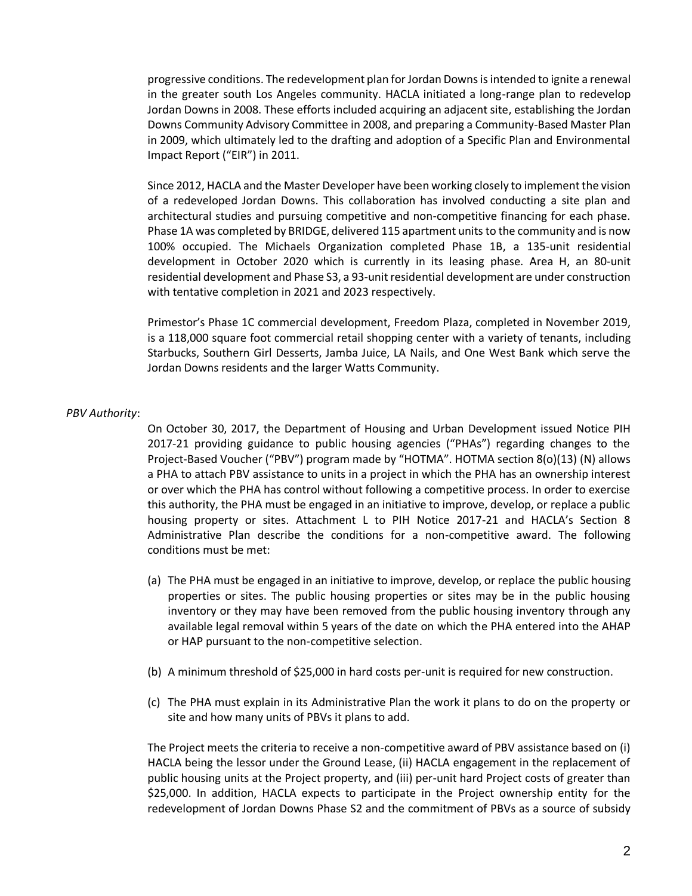progressive conditions. The redevelopment plan for Jordan Downs is intended to ignite a renewal in the greater south Los Angeles community. HACLA initiated a long-range plan to redevelop Jordan Downs in 2008. These efforts included acquiring an adjacent site, establishing the Jordan Downs Community Advisory Committee in 2008, and preparing a Community-Based Master Plan in 2009, which ultimately led to the drafting and adoption of a Specific Plan and Environmental Impact Report ("EIR") in 2011.

Since 2012, HACLA and the Master Developer have been working closely to implement the vision of a redeveloped Jordan Downs. This collaboration has involved conducting a site plan and architectural studies and pursuing competitive and non-competitive financing for each phase. Phase 1A was completed by BRIDGE, delivered 115 apartment units to the community and is now 100% occupied. The Michaels Organization completed Phase 1B, a 135-unit residential development in October 2020 which is currently in its leasing phase. Area H, an 80-unit residential development and Phase S3, a 93-unit residential development are under construction with tentative completion in 2021 and 2023 respectively.

Primestor's Phase 1C commercial development, Freedom Plaza, completed in November 2019, is a 118,000 square foot commercial retail shopping center with a variety of tenants, including Starbucks, Southern Girl Desserts, Jamba Juice, LA Nails, and One West Bank which serve the Jordan Downs residents and the larger Watts Community.

*PBV Authority*:

On October 30, 2017, the Department of Housing and Urban Development issued Notice PIH 2017-21 providing guidance to public housing agencies ("PHAs") regarding changes to the Project-Based Voucher ("PBV") program made by "HOTMA". HOTMA section 8(o)(13) (N) allows a PHA to attach PBV assistance to units in a project in which the PHA has an ownership interest or over which the PHA has control without following a competitive process. In order to exercise this authority, the PHA must be engaged in an initiative to improve, develop, or replace a public housing property or sites. Attachment L to PIH Notice 2017-21 and HACLA's Section 8 Administrative Plan describe the conditions for a non-competitive award. The following conditions must be met:

(a) The PHA must be engaged in an initiative to improve, develop, or replace the public housing properties or sites. The public housing properties or sites may be in the public housing inventory or they may have been removed from the public housing inventory through any available legal removal within 5 years of the date on which the PHA entered into the AHAP or HAP pursuant to the non-competitive selection.

(b) A minimum threshold of $25,000 in hard costs per-unit is required for new construction.

(c) The PHA must explain in its Administrative Plan the work it plans to do on the property or site and how many units of PBVs it plans to add.

The Project meets the criteria to receive a non-competitive award of PBV assistance based on (i) HACLA being the lessor under the Ground Lease, (ii) HACLA engagement in the replacement of public housing units at the Project property, and (iii) per-unit hard Project costs of greater than $25,000. In addition, HACLA expects to participate in the Project ownership entity for the redevelopment of Jordan Downs Phase S2 and the commitment of PBVs as a source of subsidy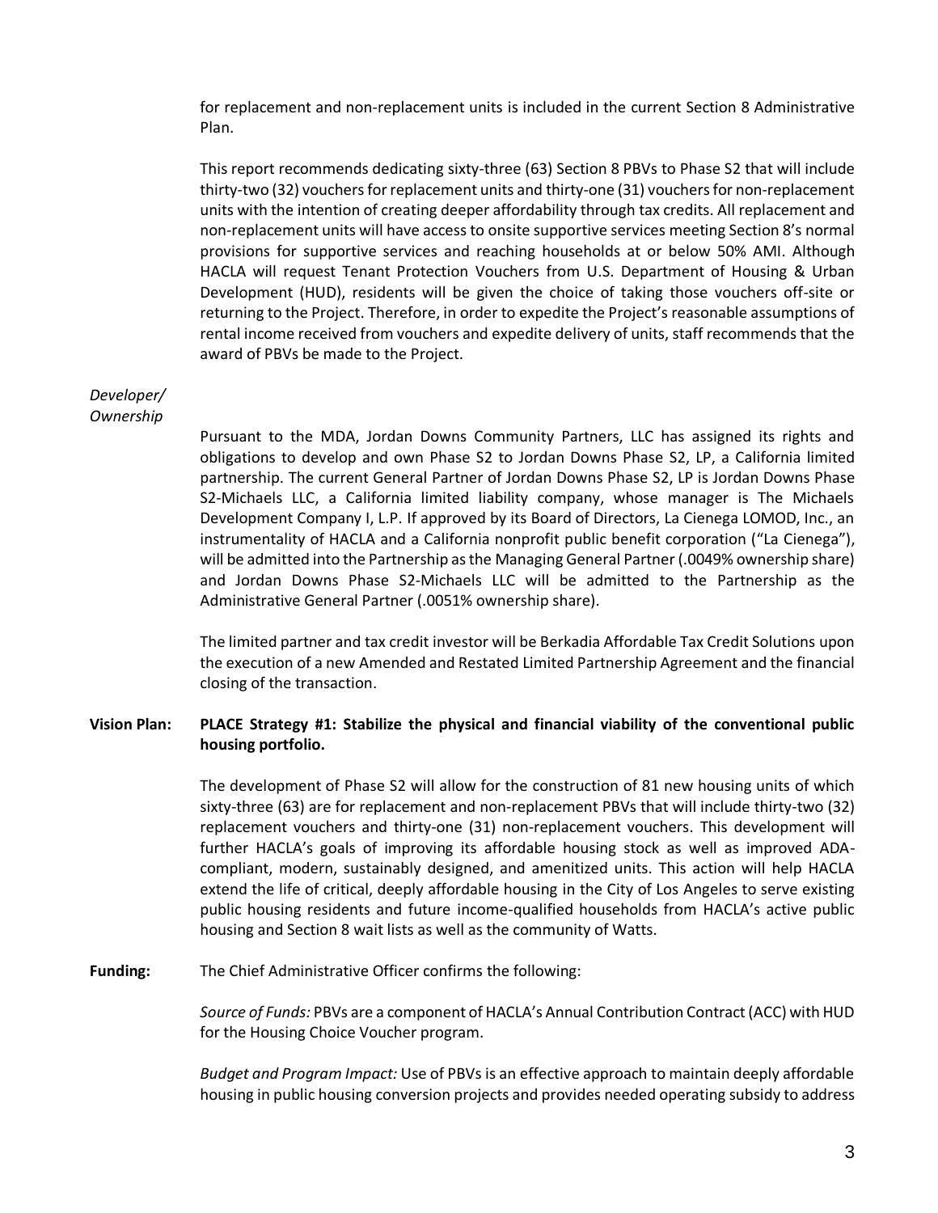for replacement and non-replacement units is included in the current Section 8 Administrative Plan.

This report recommends dedicating sixty-three (63) Section 8 PBVs to Phase S2 that will include thirty-two (32) vouchers for replacement units and thirty-one (31) vouchers for non-replacement units with the intention of creating deeper affordability through tax credits. All replacement and non-replacement units will have access to onsite supportive services meeting Section 8's normal provisions for supportive services and reaching households at or below 50% AMI. Although HACLA will request Tenant Protection Vouchers from U.S. Department of Housing & Urban Development (HUD), residents will be given the choice of taking those vouchers off-site or returning to the Project. Therefore, in order to expedite the Project's reasonable assumptions of rental income received from vouchers and expedite delivery of units, staff recommends that the award of PBVs be made to the Project.

*Developer/ Ownership*

Pursuant to the MDA, Jordan Downs Community Partners, LLC has assigned its rights and obligations to develop and own Phase S2 to Jordan Downs Phase S2, LP, a California limited partnership. The current General Partner of Jordan Downs Phase S2, LP is Jordan Downs Phase S2-Michaels LLC, a California limited liability company, whose manager is The Michaels Development Company I, L.P. If approved by its Board of Directors, La Cienega LOMOD, Inc., an instrumentality of HACLA and a California nonprofit public benefit corporation ("La Cienega"), will be admitted into the Partnership as the Managing General Partner (.0049% ownership share) and Jordan Downs Phase S2-Michaels LLC will be admitted to the Partnership as the Administrative General Partner (.0051% ownership share).

The limited partner and tax credit investor will be Berkadia Affordable Tax Credit Solutions upon the execution of a new Amended and Restated Limited Partnership Agreement and the financial closing of the transaction.

**Vision Plan: PLACE Strategy #1: Stabilize the physical and financial viability of the conventional public housing portfolio.**

The development of Phase S2 will allow for the construction of 81 new housing units of which sixty-three (63) are for replacement and non-replacement PBVs that will include thirty-two (32) replacement vouchers and thirty-one (31) non-replacement vouchers. This development will further HACLA's goals of improving its affordable housing stock as well as improved ADA-compliant, modern, sustainably designed, and amenitized units. This action will help HACLA extend the life of critical, deeply affordable housing in the City of Los Angeles to serve existing public housing residents and future income-qualified households from HACLA's active public housing and Section 8 wait lists as well as the community of Watts.

**Funding:** The Chief Administrative Officer confirms the following:

*Source of Funds:* PBVs are a component of HACLA's Annual Contribution Contract (ACC) with HUD for the Housing Choice Voucher program.

*Budget and Program Impact:* Use of PBVs is an effective approach to maintain deeply affordable housing in public housing conversion projects and provides needed operating subsidy to address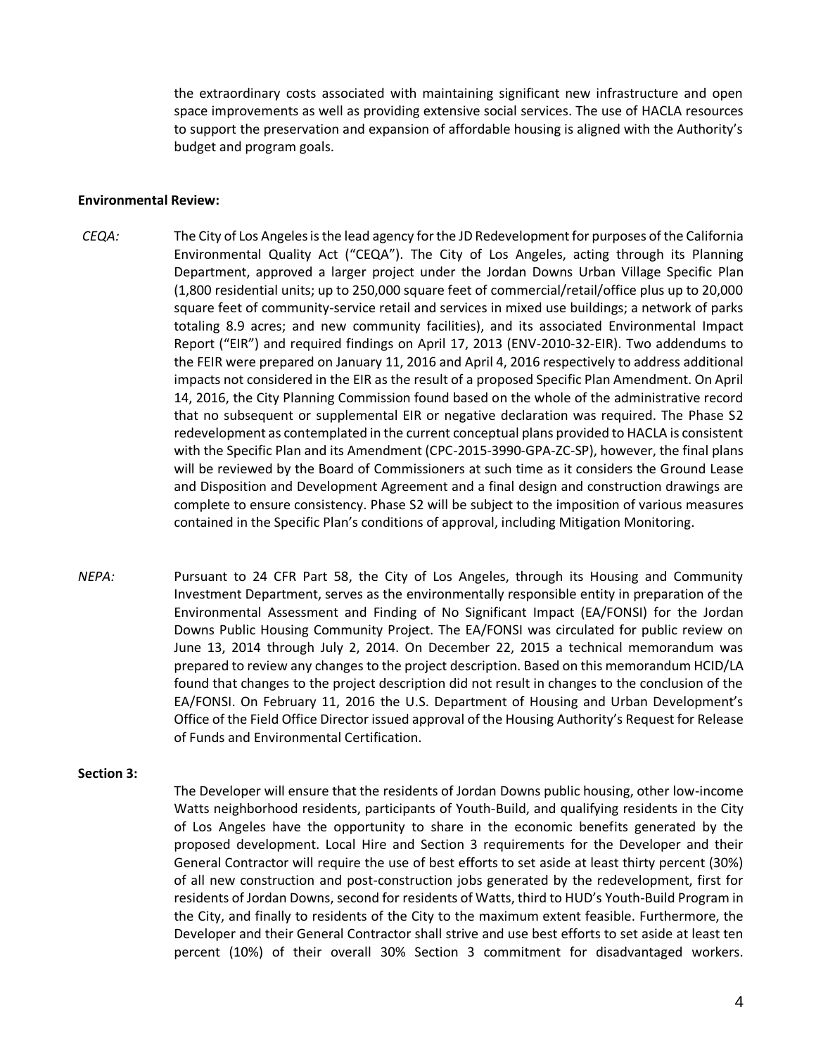the extraordinary costs associated with maintaining significant new infrastructure and open space improvements as well as providing extensive social services. The use of HACLA resources to support the preservation and expansion of affordable housing is aligned with the Authority's budget and program goals.

**Environmental Review:**

*CEQA:* The City of Los Angeles is the lead agency for the JD Redevelopment for purposes of the California Environmental Quality Act ("CEQA"). The City of Los Angeles, acting through its Planning Department, approved a larger project under the Jordan Downs Urban Village Specific Plan (1,800 residential units; up to 250,000 square feet of commercial/retail/office plus up to 20,000 square feet of community-service retail and services in mixed use buildings; a network of parks totaling 8.9 acres; and new community facilities), and its associated Environmental Impact Report ("EIR") and required findings on April 17, 2013 (ENV-2010-32-EIR). Two addendums to the FEIR were prepared on January 11, 2016 and April 4, 2016 respectively to address additional impacts not considered in the EIR as the result of a proposed Specific Plan Amendment. On April 14, 2016, the City Planning Commission found based on the whole of the administrative record that no subsequent or supplemental EIR or negative declaration was required. The Phase S2 redevelopment as contemplated in the current conceptual plans provided to HACLA is consistent with the Specific Plan and its Amendment (CPC-2015-3990-GPA-ZC-SP), however, the final plans will be reviewed by the Board of Commissioners at such time as it considers the Ground Lease and Disposition and Development Agreement and a final design and construction drawings are complete to ensure consistency. Phase S2 will be subject to the imposition of various measures contained in the Specific Plan's conditions of approval, including Mitigation Monitoring.

*NEPA:* Pursuant to 24 CFR Part 58, the City of Los Angeles, through its Housing and Community Investment Department, serves as the environmentally responsible entity in preparation of the Environmental Assessment and Finding of No Significant Impact (EA/FONSI) for the Jordan Downs Public Housing Community Project. The EA/FONSI was circulated for public review on June 13, 2014 through July 2, 2014. On December 22, 2015 a technical memorandum was prepared to review any changes to the project description. Based on this memorandum HCID/LA found that changes to the project description did not result in changes to the conclusion of the EA/FONSI. On February 11, 2016 the U.S. Department of Housing and Urban Development's Office of the Field Office Director issued approval of the Housing Authority's Request for Release of Funds and Environmental Certification.

**Section 3:**

The Developer will ensure that the residents of Jordan Downs public housing, other low-income Watts neighborhood residents, participants of Youth-Build, and qualifying residents in the City of Los Angeles have the opportunity to share in the economic benefits generated by the proposed development. Local Hire and Section 3 requirements for the Developer and their General Contractor will require the use of best efforts to set aside at least thirty percent (30%) of all new construction and post-construction jobs generated by the redevelopment, first for residents of Jordan Downs, second for residents of Watts, third to HUD's Youth-Build Program in the City, and finally to residents of the City to the maximum extent feasible. Furthermore, the Developer and their General Contractor shall strive and use best efforts to set aside at least ten percent (10%) of their overall 30% Section 3 commitment for disadvantaged workers.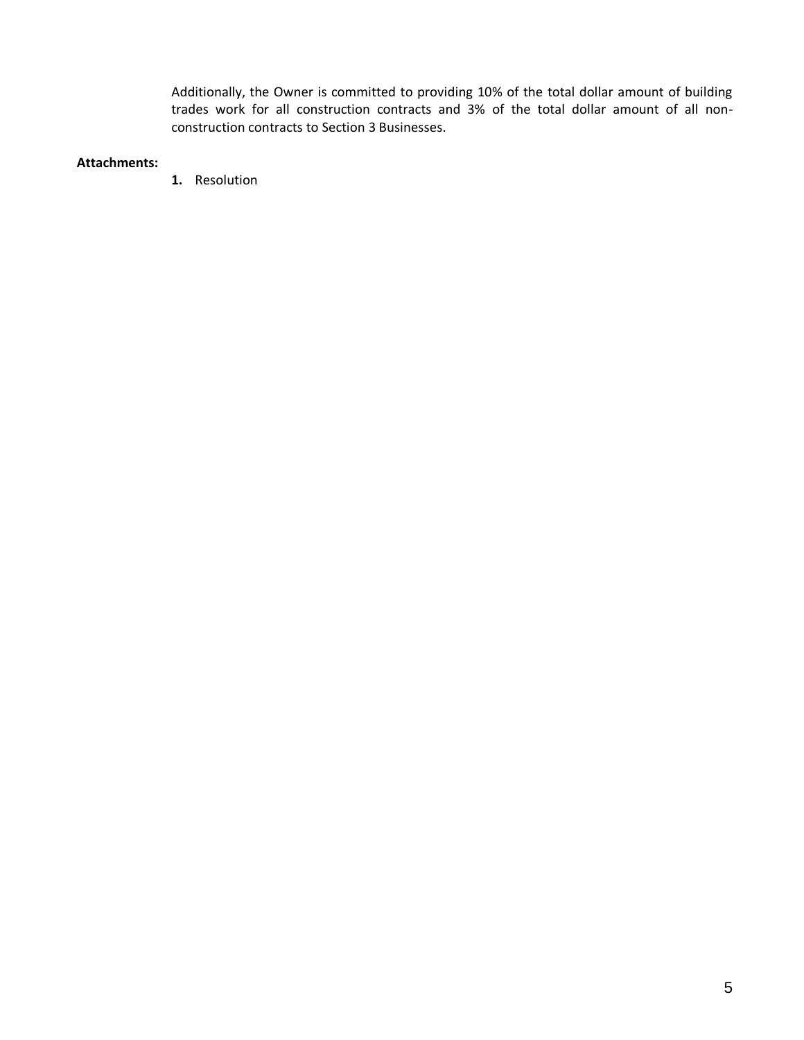Additionally, the Owner is committed to providing 10% of the total dollar amount of building trades work for all construction contracts and 3% of the total dollar amount of all non-construction contracts to Section 3 Businesses.

**Attachments:**

1. Resolution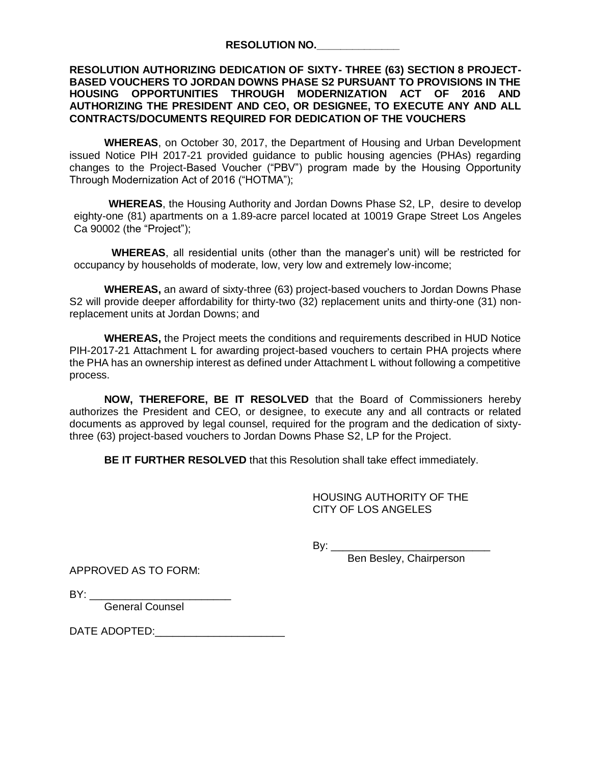**RESOLUTION NO.______________**

**RESOLUTION AUTHORIZING DEDICATION OF SIXTY- THREE (63) SECTION 8 PROJECT-BASED VOUCHERS TO JORDAN DOWNS PHASE S2 PURSUANT TO PROVISIONS IN THE HOUSING OPPORTUNITIES THROUGH MODERNIZATION ACT OF 2016 AND AUTHORIZING THE PRESIDENT AND CEO, OR DESIGNEE, TO EXECUTE ANY AND ALL CONTRACTS/DOCUMENTS REQUIRED FOR DEDICATION OF THE VOUCHERS**

**WHEREAS**, on October 30, 2017, the Department of Housing and Urban Development issued Notice PIH 2017-21 provided guidance to public housing agencies (PHAs) regarding changes to the Project-Based Voucher ("PBV") program made by the Housing Opportunity Through Modernization Act of 2016 ("HOTMA");

**WHEREAS**, the Housing Authority and Jordan Downs Phase S2, LP, desire to develop eighty-one (81) apartments on a 1.89-acre parcel located at 10019 Grape Street Los Angeles Ca 90002 (the "Project");

**WHEREAS**, all residential units (other than the manager's unit) will be restricted for occupancy by households of moderate, low, very low and extremely low-income;

**WHEREAS,** an award of sixty-three (63) project-based vouchers to Jordan Downs Phase S2 will provide deeper affordability for thirty-two (32) replacement units and thirty-one (31) non-replacement units at Jordan Downs; and

**WHEREAS,** the Project meets the conditions and requirements described in HUD Notice PIH-2017-21 Attachment L for awarding project-based vouchers to certain PHA projects where the PHA has an ownership interest as defined under Attachment L without following a competitive process.

**NOW, THEREFORE, BE IT RESOLVED** that the Board of Commissioners hereby authorizes the President and CEO, or designee, to execute any and all contracts or related documents as approved by legal counsel, required for the program and the dedication of sixty-three (63) project-based vouchers to Jordan Downs Phase S2, LP for the Project.

**BE IT FURTHER RESOLVED** that this Resolution shall take effect immediately.

HOUSING AUTHORITY OF THE
CITY OF LOS ANGELES

By: ___________________________
Ben Besley, Chairperson

APPROVED AS TO FORM:

BY: ________________________
General Counsel

DATE ADOPTED:______________________